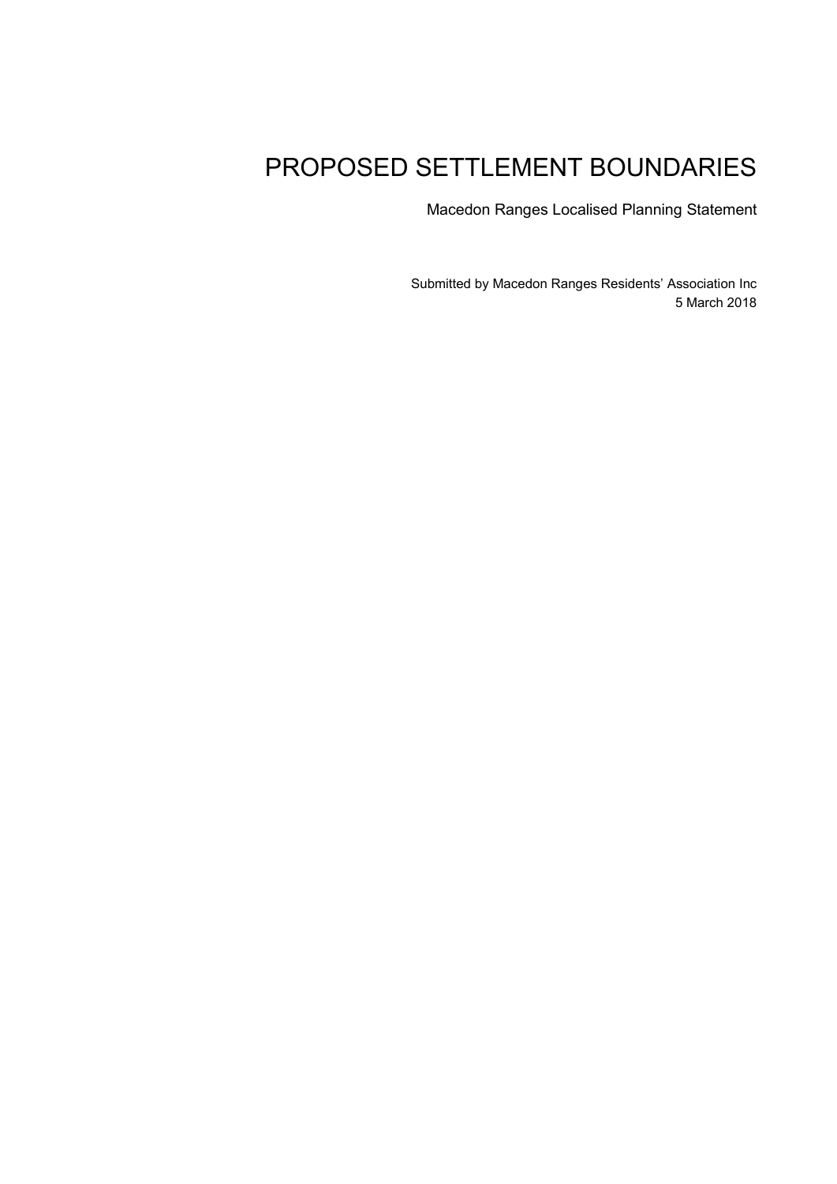# PROPOSED SETTLEMENT BOUNDARIES

Macedon Ranges Localised Planning Statement

Submitted by Macedon Ranges Residents' Association Inc
5 March 2018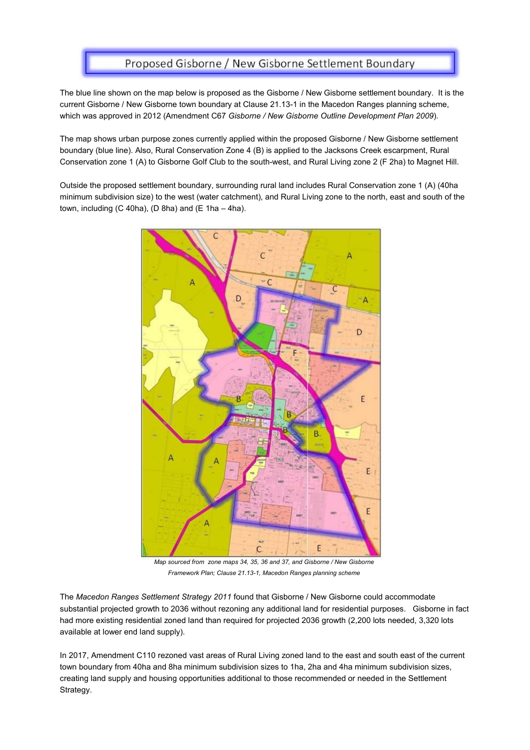# Proposed Gisborne / New Gisborne Settlement Boundary

The blue line shown on the map below is proposed as the Gisborne / New Gisborne settlement boundary. It is the current Gisborne / New Gisborne town boundary at Clause 21.13-1 in the Macedon Ranges planning scheme, which was approved in 2012 (Amendment C67 *Gisborne / New Gisborne Outline Development Plan 2009*).

The map shows urban purpose zones currently applied within the proposed Gisborne / New Gisborne settlement boundary (blue line). Also, Rural Conservation Zone 4 (B) is applied to the Jacksons Creek escarpment, Rural Conservation zone 1 (A) to Gisborne Golf Club to the south-west, and Rural Living zone 2 (F 2ha) to Magnet Hill.

Outside the proposed settlement boundary, surrounding rural land includes Rural Conservation zone 1 (A) (40ha minimum subdivision size) to the west (water catchment), and Rural Living zone to the north, east and south of the town, including (C 40ha), (D 8ha) and (E 1ha – 4ha).

*Map sourced from zone maps 34, 35, 36 and 37, and Gisborne / New Gisborne Framework Plan; Clause 21.13-1, Macedon Ranges planning scheme*

The *Macedon Ranges Settlement Strategy 2011* found that Gisborne / New Gisborne could accommodate substantial projected growth to 2036 without rezoning any additional land for residential purposes. Gisborne in fact had more existing residential zoned land than required for projected 2036 growth (2,200 lots needed, 3,320 lots available at lower end land supply).

In 2017, Amendment C110 rezoned vast areas of Rural Living zoned land to the east and south east of the current town boundary from 40ha and 8ha minimum subdivision sizes to 1ha, 2ha and 4ha minimum subdivision sizes, creating land supply and housing opportunities additional to those recommended or needed in the Settlement Strategy.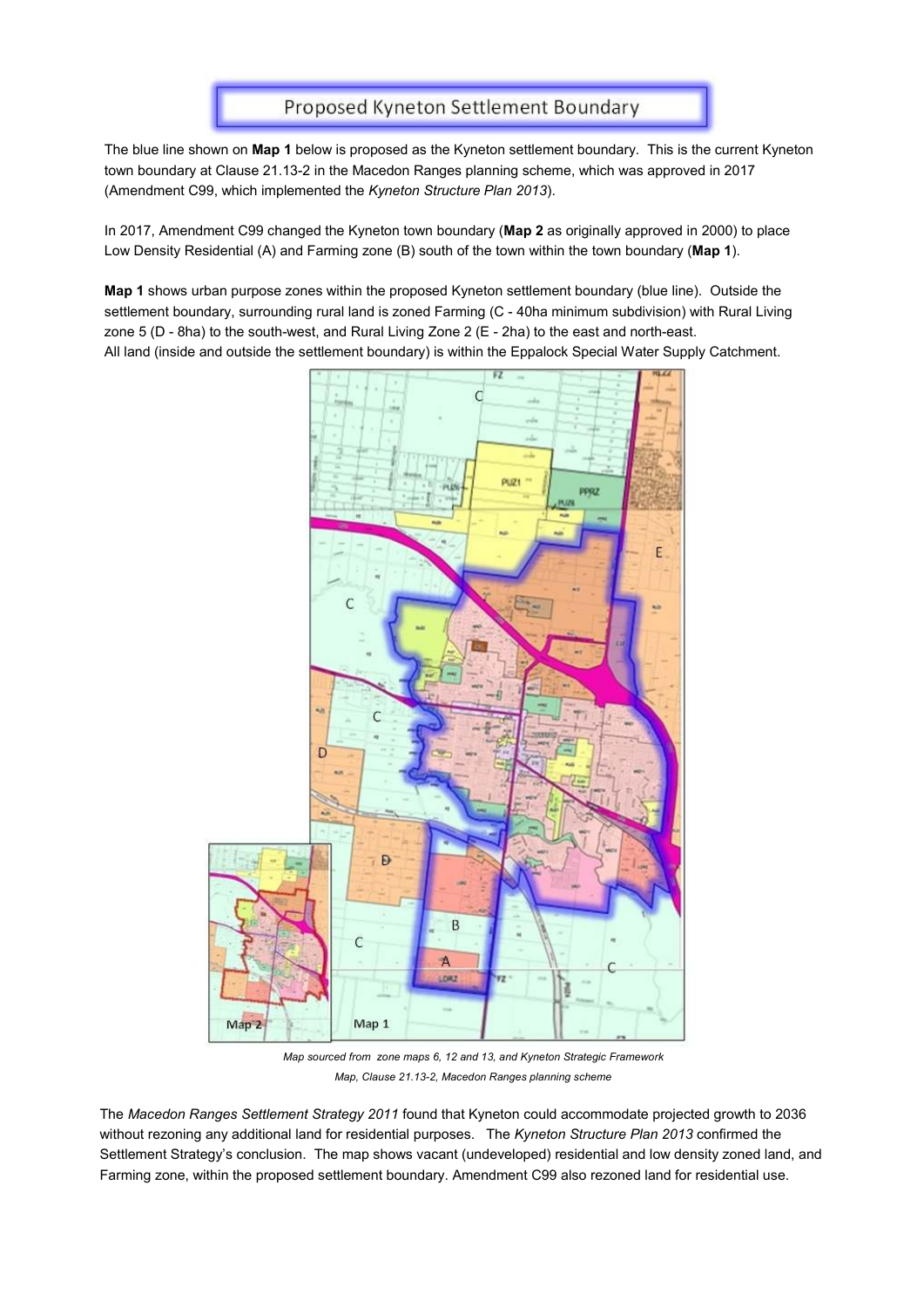# Proposed Kyneton Settlement Boundary

The blue line shown on **Map 1** below is proposed as the Kyneton settlement boundary. This is the current Kyneton town boundary at Clause 21.13-2 in the Macedon Ranges planning scheme, which was approved in 2017 (Amendment C99, which implemented the *Kyneton Structure Plan 2013*).

In 2017, Amendment C99 changed the Kyneton town boundary (**Map 2** as originally approved in 2000) to place Low Density Residential (A) and Farming zone (B) south of the town within the town boundary (**Map 1**).

**Map 1** shows urban purpose zones within the proposed Kyneton settlement boundary (blue line). Outside the settlement boundary, surrounding rural land is zoned Farming (C - 40ha minimum subdivision) with Rural Living zone 5 (D - 8ha) to the south-west, and Rural Living Zone 2 (E - 2ha) to the east and north-east. All land (inside and outside the settlement boundary) is within the Eppalock Special Water Supply Catchment.

*Map sourced from zone maps 6, 12 and 13, and Kyneton Strategic Framework Map, Clause 21.13-2, Macedon Ranges planning scheme*

The *Macedon Ranges Settlement Strategy 2011* found that Kyneton could accommodate projected growth to 2036 without rezoning any additional land for residential purposes. The *Kyneton Structure Plan 2013* confirmed the Settlement Strategy's conclusion. The map shows vacant (undeveloped) residential and low density zoned land, and Farming zone, within the proposed settlement boundary. Amendment C99 also rezoned land for residential use.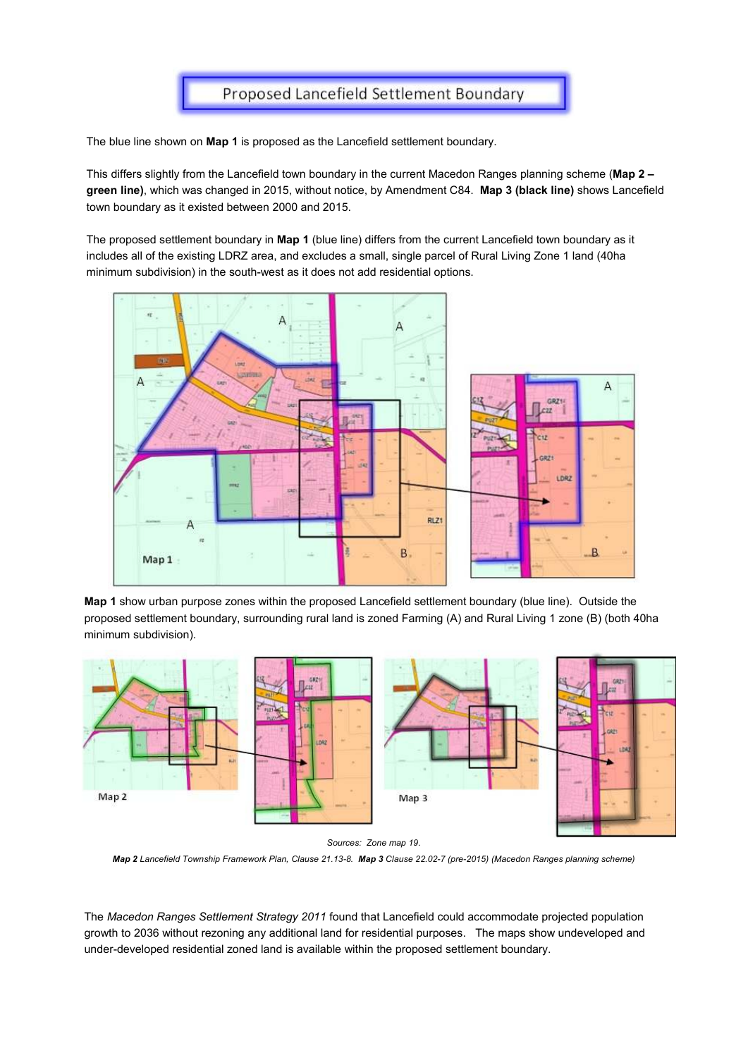# Proposed Lancefield Settlement Boundary

The blue line shown on **Map 1** is proposed as the Lancefield settlement boundary.

This differs slightly from the Lancefield town boundary in the current Macedon Ranges planning scheme (**Map 2 – green line)**, which was changed in 2015, without notice, by Amendment C84. **Map 3 (black line)** shows Lancefield town boundary as it existed between 2000 and 2015.

The proposed settlement boundary in **Map 1** (blue line) differs from the current Lancefield town boundary as it includes all of the existing LDRZ area, and excludes a small, single parcel of Rural Living Zone 1 land (40ha minimum subdivision) in the south-west as it does not add residential options.

**Map 1** show urban purpose zones within the proposed Lancefield settlement boundary (blue line). Outside the proposed settlement boundary, surrounding rural land is zoned Farming (A) and Rural Living 1 zone (B) (both 40ha minimum subdivision).

Sources: Zone map 19.

***Map 2*** *Lancefield Township Framework Plan, Clause 21.13-8.* ***Map 3*** *Clause 22.02-7 (pre-2015) (Macedon Ranges planning scheme)*

The *Macedon Ranges Settlement Strategy 2011* found that Lancefield could accommodate projected population growth to 2036 without rezoning any additional land for residential purposes. The maps show undeveloped and under-developed residential zoned land is available within the proposed settlement boundary.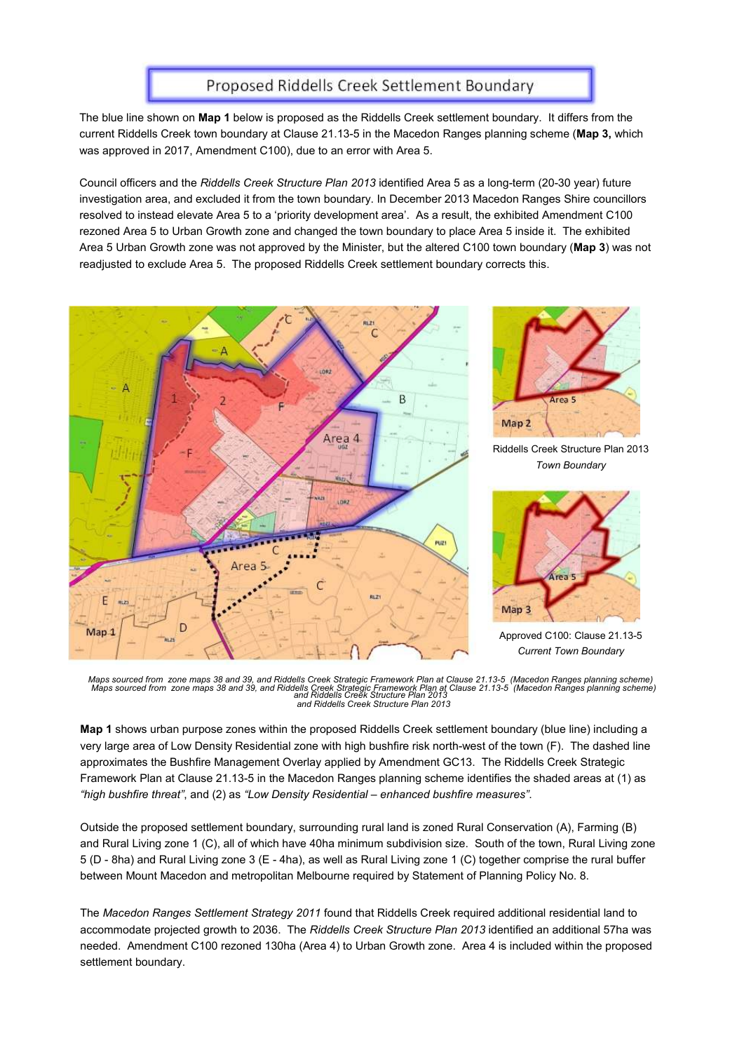# Proposed Riddells Creek Settlement Boundary

The blue line shown on **Map 1** below is proposed as the Riddells Creek settlement boundary. It differs from the current Riddells Creek town boundary at Clause 21.13-5 in the Macedon Ranges planning scheme (**Map 3,** which was approved in 2017, Amendment C100), due to an error with Area 5.

Council officers and the *Riddells Creek Structure Plan 2013* identified Area 5 as a long-term (20-30 year) future investigation area, and excluded it from the town boundary. In December 2013 Macedon Ranges Shire councillors resolved to instead elevate Area 5 to a 'priority development area'. As a result, the exhibited Amendment C100 rezoned Area 5 to Urban Growth zone and changed the town boundary to place Area 5 inside it. The exhibited Area 5 Urban Growth zone was not approved by the Minister, but the altered C100 town boundary (**Map 3**) was not readjusted to exclude Area 5. The proposed Riddells Creek settlement boundary corrects this.

Riddells Creek Structure Plan 2013
*Town Boundary*

Approved C100: Clause 21.13-5
*Current Town Boundary*

*Maps sourced from zone maps 38 and 39, and Riddells Creek Strategic Framework Plan at Clause 21.13-5 (Macedon Ranges planning scheme) and Riddells Creek Structure Plan 2013*

**Map 1** shows urban purpose zones within the proposed Riddells Creek settlement boundary (blue line) including a very large area of Low Density Residential zone with high bushfire risk north-west of the town (F). The dashed line approximates the Bushfire Management Overlay applied by Amendment GC13. The Riddells Creek Strategic Framework Plan at Clause 21.13-5 in the Macedon Ranges planning scheme identifies the shaded areas at (1) as *"high bushfire threat"*, and (2) as *"Low Density Residential – enhanced bushfire measures"*.

Outside the proposed settlement boundary, surrounding rural land is zoned Rural Conservation (A), Farming (B) and Rural Living zone 1 (C), all of which have 40ha minimum subdivision size. South of the town, Rural Living zone 5 (D - 8ha) and Rural Living zone 3 (E - 4ha), as well as Rural Living zone 1 (C) together comprise the rural buffer between Mount Macedon and metropolitan Melbourne required by Statement of Planning Policy No. 8.

The *Macedon Ranges Settlement Strategy 2011* found that Riddells Creek required additional residential land to accommodate projected growth to 2036. The *Riddells Creek Structure Plan 2013* identified an additional 57ha was needed. Amendment C100 rezoned 130ha (Area 4) to Urban Growth zone. Area 4 is included within the proposed settlement boundary.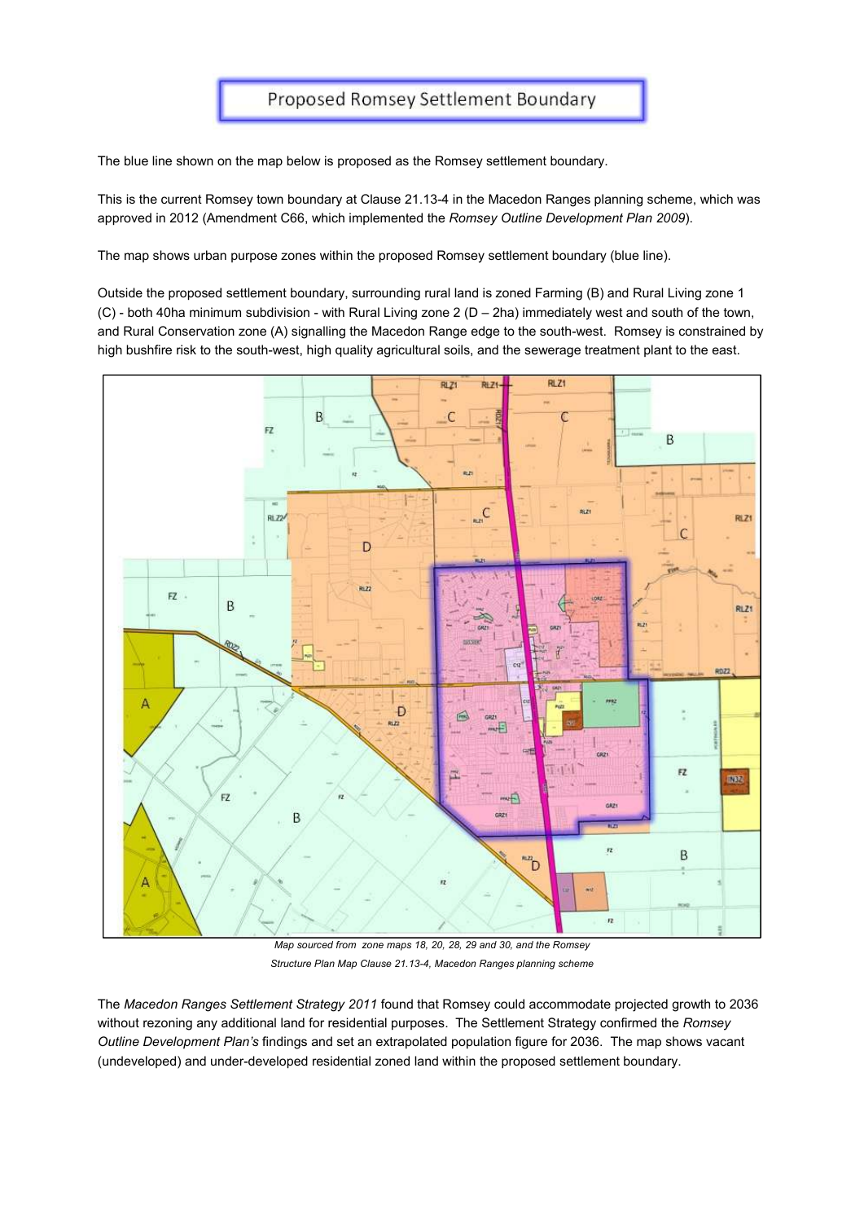# Proposed Romsey Settlement Boundary

The blue line shown on the map below is proposed as the Romsey settlement boundary.

This is the current Romsey town boundary at Clause 21.13-4 in the Macedon Ranges planning scheme, which was approved in 2012 (Amendment C66, which implemented the *Romsey Outline Development Plan 2009*).

The map shows urban purpose zones within the proposed Romsey settlement boundary (blue line).

Outside the proposed settlement boundary, surrounding rural land is zoned Farming (B) and Rural Living zone 1 (C) - both 40ha minimum subdivision - with Rural Living zone 2 (D – 2ha) immediately west and south of the town, and Rural Conservation zone (A) signalling the Macedon Range edge to the south-west. Romsey is constrained by high bushfire risk to the south-west, high quality agricultural soils, and the sewerage treatment plant to the east.

*Map sourced from zone maps 18, 20, 28, 29 and 30, and the Romsey Structure Plan Map Clause 21.13-4, Macedon Ranges planning scheme*

The *Macedon Ranges Settlement Strategy 2011* found that Romsey could accommodate projected growth to 2036 without rezoning any additional land for residential purposes. The Settlement Strategy confirmed the *Romsey Outline Development Plan's* findings and set an extrapolated population figure for 2036. The map shows vacant (undeveloped) and under-developed residential zoned land within the proposed settlement boundary.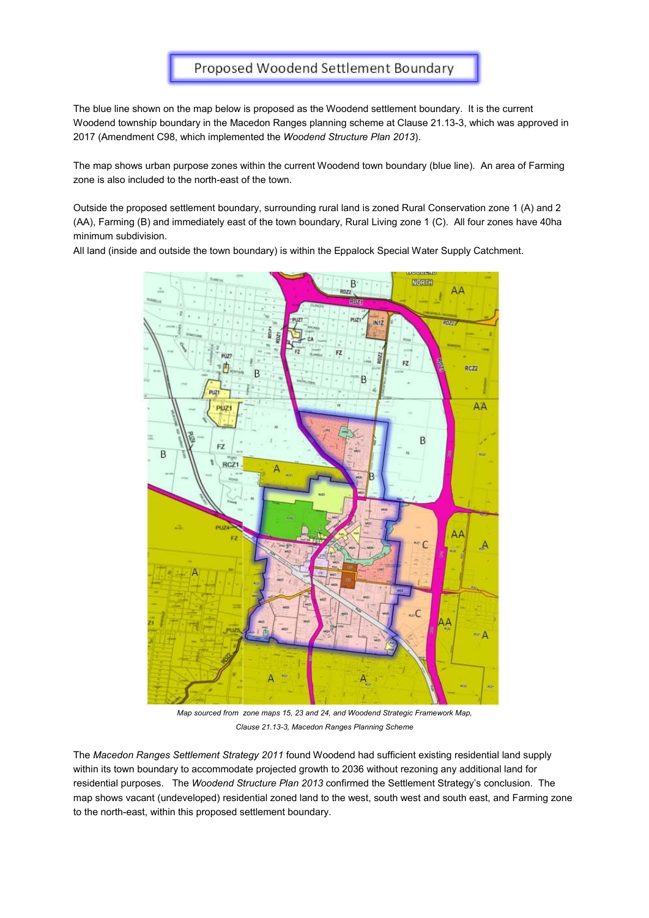# Proposed Woodend Settlement Boundary

The blue line shown on the map below is proposed as the Woodend settlement boundary. It is the current Woodend township boundary in the Macedon Ranges planning scheme at Clause 21.13-3, which was approved in 2017 (Amendment C98, which implemented the *Woodend Structure Plan 2013*).

The map shows urban purpose zones within the current Woodend town boundary (blue line). An area of Farming zone is also included to the north-east of the town.

Outside the proposed settlement boundary, surrounding rural land is zoned Rural Conservation zone 1 (A) and 2 (AA), Farming (B) and immediately east of the town boundary, Rural Living zone 1 (C). All four zones have 40ha minimum subdivision.

All land (inside and outside the town boundary) is within the Eppalock Special Water Supply Catchment.

*Map sourced from zone maps 15, 23 and 24, and Woodend Strategic Framework Map, Clause 21.13-3, Macedon Ranges Planning Scheme*

The *Macedon Ranges Settlement Strategy 2011* found Woodend had sufficient existing residential land supply within its town boundary to accommodate projected growth to 2036 without rezoning any additional land for residential purposes. The *Woodend Structure Plan 2013* confirmed the Settlement Strategy's conclusion. The map shows vacant (undeveloped) residential zoned land to the west, south west and south east, and Farming zone to the north-east, within this proposed settlement boundary.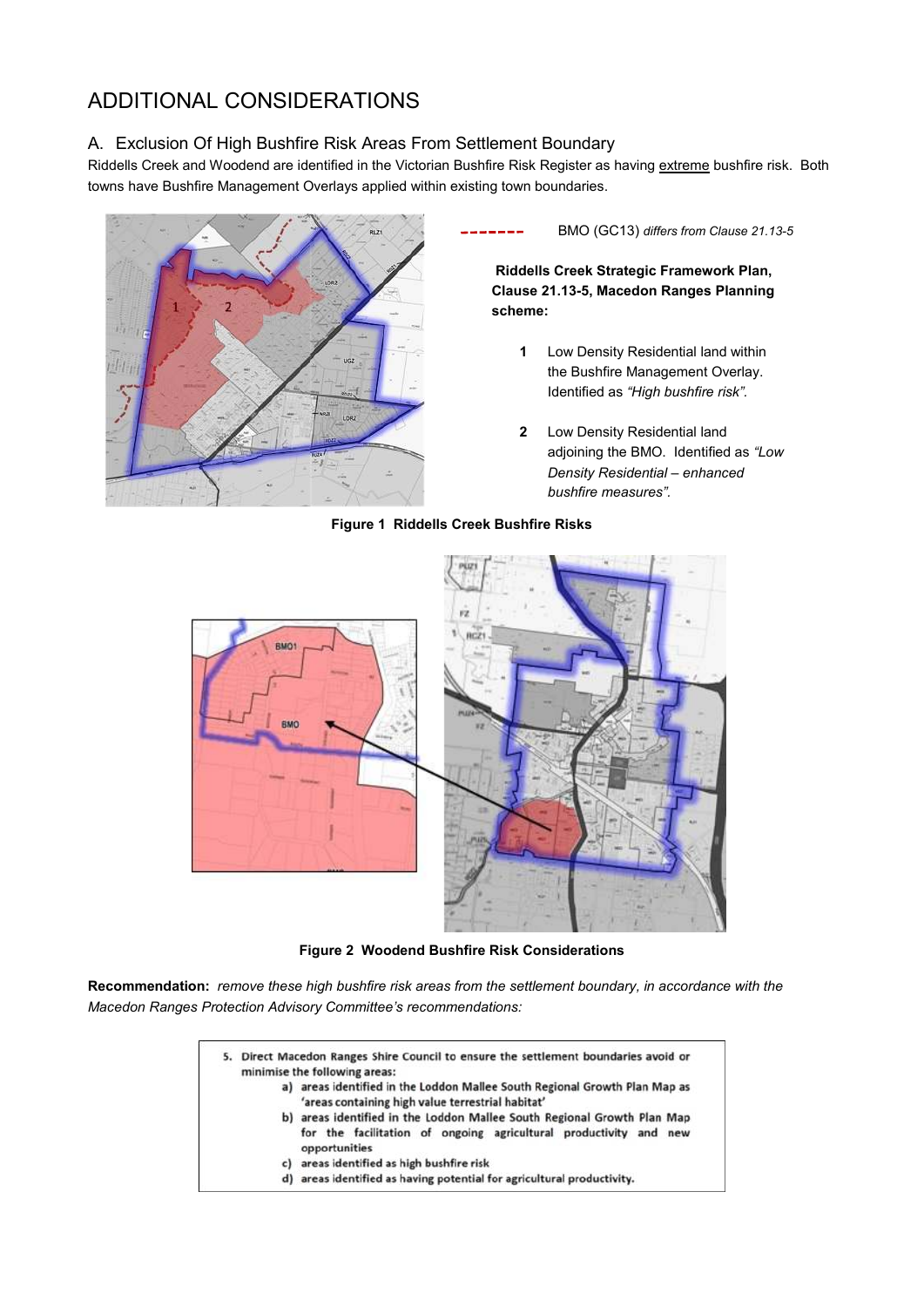# ADDITIONAL CONSIDERATIONS

## A. Exclusion Of High Bushfire Risk Areas From Settlement Boundary

Riddells Creek and Woodend are identified in the Victorian Bushfire Risk Register as having extreme bushfire risk. Both towns have Bushfire Management Overlays applied within existing town boundaries.

------- BMO (GC13) *differs from Clause 21.13-5*

**Riddells Creek Strategic Framework Plan, Clause 21.13-5, Macedon Ranges Planning scheme:**

1. Low Density Residential land within the Bushfire Management Overlay. Identified as *"High bushfire risk"*.
2. Low Density Residential land adjoining the BMO. Identified as *"Low Density Residential – enhanced bushfire measures"*.

**Figure 1 Riddells Creek Bushfire Risks**

**Figure 2 Woodend Bushfire Risk Considerations**

**Recommendation:** *remove these high bushfire risk areas from the settlement boundary, in accordance with the Macedon Ranges Protection Advisory Committee's recommendations:*

5. Direct Macedon Ranges Shire Council to ensure the settlement boundaries avoid or minimise the following areas:
   a) areas identified in the Loddon Mallee South Regional Growth Plan Map as 'areas containing high value terrestrial habitat'
   b) areas identified in the Loddon Mallee South Regional Growth Plan Map for the facilitation of ongoing agricultural productivity and new opportunities
   c) areas identified as high bushfire risk
   d) areas identified as having potential for agricultural productivity.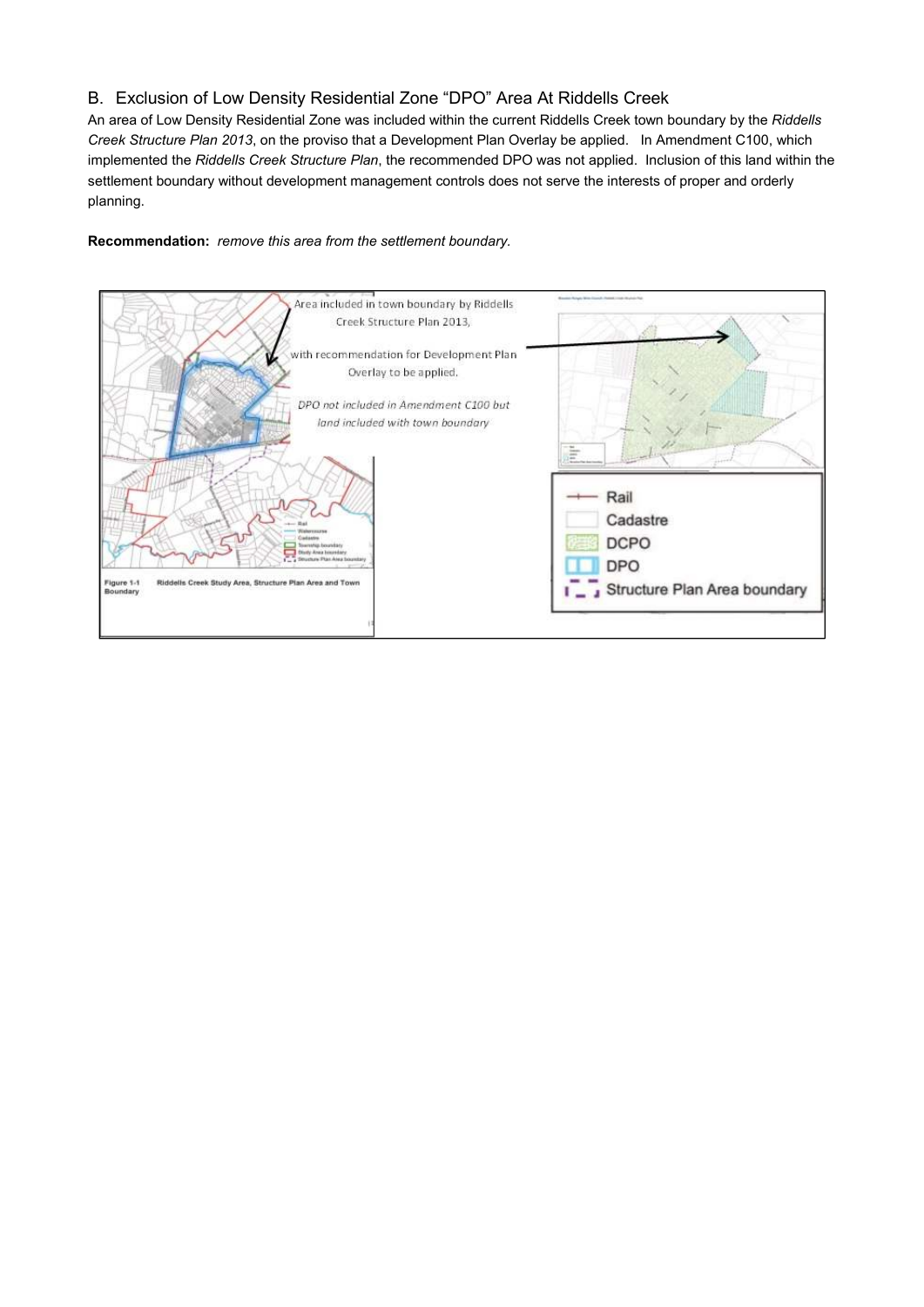## B. Exclusion of Low Density Residential Zone "DPO" Area At Riddells Creek

An area of Low Density Residential Zone was included within the current Riddells Creek town boundary by the *Riddells Creek Structure Plan 2013*, on the proviso that a Development Plan Overlay be applied. In Amendment C100, which implemented the *Riddells Creek Structure Plan*, the recommended DPO was not applied. Inclusion of this land within the settlement boundary without development management controls does not serve the interests of proper and orderly planning.

**Recommendation:** *remove this area from the settlement boundary.*

Area included in town boundary by Riddells Creek Structure Plan 2013,

with recommendation for Development Plan Overlay to be applied.

*DPO not included in Amendment C100 but land included with town boundary*

Figure 1-1 Riddells Creek Study Area, Structure Plan Area and Town Boundary

Rail

Cadastre

DCPO

DPO

Structure Plan Area boundary